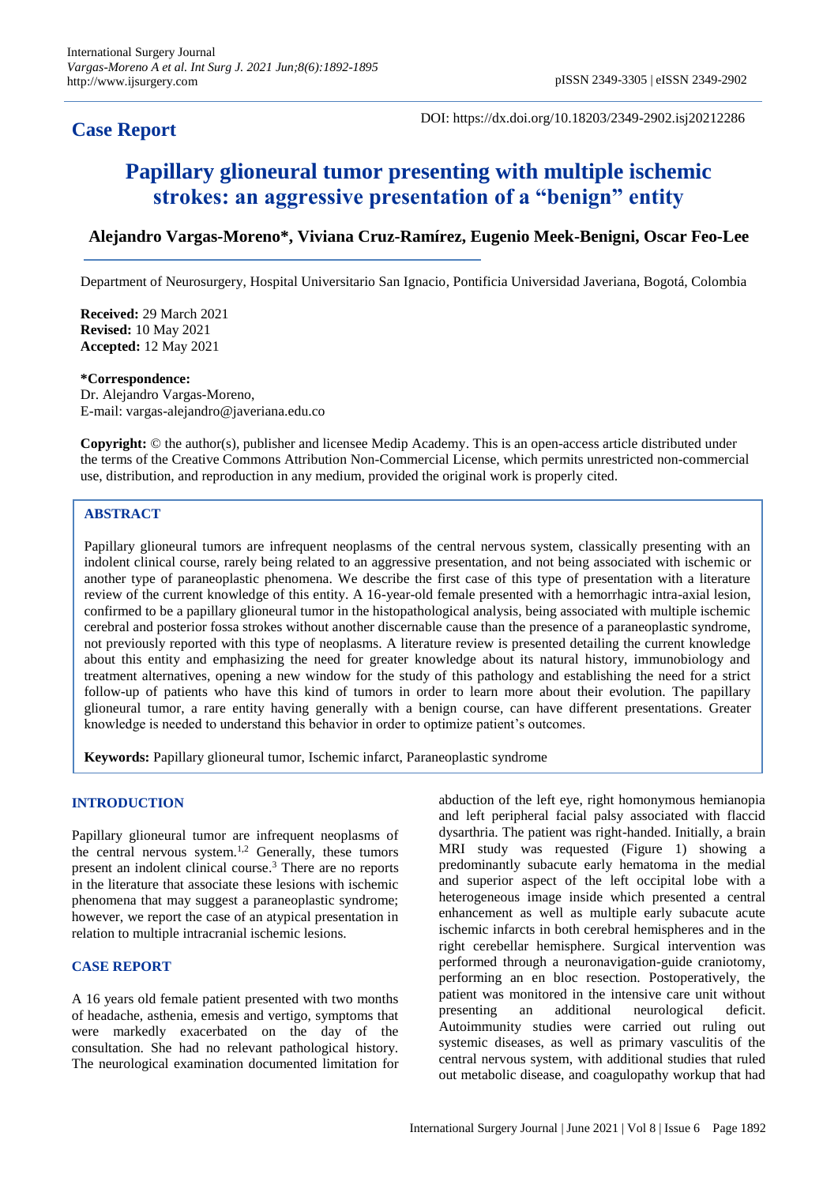**Case Report**

DOI: https://dx.doi.org/10.18203/2349-2902.isj20212286

# Papillary glioneural tumor presenting with multiple ischemic strokes: an aggressive presentation of a "benign" entity

**Alejandro Vargas-Moreno\*, Viviana Cruz-Ramírez, Eugenio Meek-Benigni, Oscar Feo-Lee**

Department of Neurosurgery, Hospital Universitario San Ignacio, Pontificia Universidad Javeriana, Bogotá, Colombia

**Received:** 29 March 2021
**Revised:** 10 May 2021
**Accepted:** 12 May 2021

**\*Correspondence:**
Dr. Alejandro Vargas-Moreno,
E-mail: vargas-alejandro@javeriana.edu.co

**Copyright:** © the author(s), publisher and licensee Medip Academy. This is an open-access article distributed under the terms of the Creative Commons Attribution Non-Commercial License, which permits unrestricted non-commercial use, distribution, and reproduction in any medium, provided the original work is properly cited.

## ABSTRACT

Papillary glioneural tumors are infrequent neoplasms of the central nervous system, classically presenting with an indolent clinical course, rarely being related to an aggressive presentation, and not being associated with ischemic or another type of paraneoplastic phenomena. We describe the first case of this type of presentation with a literature review of the current knowledge of this entity. A 16-year-old female presented with a hemorrhagic intra-axial lesion, confirmed to be a papillary glioneural tumor in the histopathological analysis, being associated with multiple ischemic cerebral and posterior fossa strokes without another discernable cause than the presence of a paraneoplastic syndrome, not previously reported with this type of neoplasms. A literature review is presented detailing the current knowledge about this entity and emphasizing the need for greater knowledge about its natural history, immunobiology and treatment alternatives, opening a new window for the study of this pathology and establishing the need for a strict follow-up of patients who have this kind of tumors in order to learn more about their evolution. The papillary glioneural tumor, a rare entity having generally with a benign course, can have different presentations. Greater knowledge is needed to understand this behavior in order to optimize patient's outcomes.

**Keywords:** Papillary glioneural tumor, Ischemic infarct, Paraneoplastic syndrome

## INTRODUCTION

Papillary glioneural tumor are infrequent neoplasms of the central nervous system.[1,2] Generally, these tumors present an indolent clinical course.[3] There are no reports in the literature that associate these lesions with ischemic phenomena that may suggest a paraneoplastic syndrome; however, we report the case of an atypical presentation in relation to multiple intracranial ischemic lesions.

## CASE REPORT

A 16 years old female patient presented with two months of headache, asthenia, emesis and vertigo, symptoms that were markedly exacerbated on the day of the consultation. She had no relevant pathological history. The neurological examination documented limitation for abduction of the left eye, right homonymous hemianopia and left peripheral facial palsy associated with flaccid dysarthria. The patient was right-handed. Initially, a brain MRI study was requested (Figure 1) showing a predominantly subacute early hematoma in the medial and superior aspect of the left occipital lobe with a heterogeneous image inside which presented a central enhancement as well as multiple early subacute acute ischemic infarcts in both cerebral hemispheres and in the right cerebellar hemisphere. Surgical intervention was performed through a neuronavigation-guide craniotomy, performing an en bloc resection. Postoperatively, the patient was monitored in the intensive care unit without presenting an additional neurological deficit. Autoimmunity studies were carried out ruling out systemic diseases, as well as primary vasculitis of the central nervous system, with additional studies that ruled out metabolic disease, and coagulopathy workup that had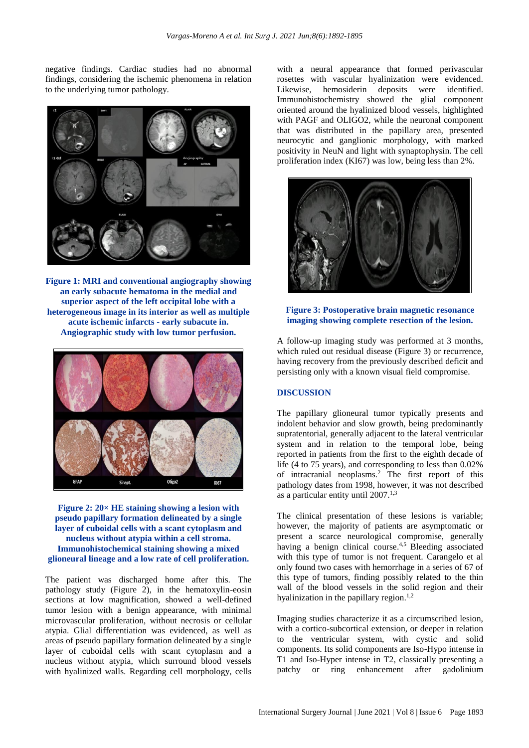negative findings. Cardiac studies had no abnormal findings, considering the ischemic phenomena in relation to the underlying tumor pathology.

**Figure 1: MRI and conventional angiography showing an early subacute hematoma in the medial and superior aspect of the left occipital lobe with a heterogeneous image in its interior as well as multiple acute ischemic infarcts - early subacute in. Angiographic study with low tumor perfusion.**

**Figure 2: 20× HE staining showing a lesion with pseudo papillary formation delineated by a single layer of cuboidal cells with a scant cytoplasm and nucleus without atypia within a cell stroma. Immunohistochemical staining showing a mixed glioneural lineage and a low rate of cell proliferation.**

The patient was discharged home after this. The pathology study (Figure 2), in the hematoxylin-eosin sections at low magnification, showed a well-defined tumor lesion with a benign appearance, with minimal microvascular proliferation, without necrosis or cellular atypia. Glial differentiation was evidenced, as well as areas of pseudo papillary formation delineated by a single layer of cuboidal cells with scant cytoplasm and a nucleus without atypia, which surround blood vessels with hyalinized walls. Regarding cell morphology, cells with a neural appearance that formed perivascular rosettes with vascular hyalinization were evidenced. Likewise, hemosiderin deposits were identified. Immunohistochemistry showed the glial component oriented around the hyalinized blood vessels, highlighted with PAGF and OLIGO2, while the neuronal component that was distributed in the papillary area, presented neurocytic and ganglionic morphology, with marked positivity in NeuN and light with synaptophysin. The cell proliferation index (KI67) was low, being less than 2%.

**Figure 3: Postoperative brain magnetic resonance imaging showing complete resection of the lesion.**

A follow-up imaging study was performed at 3 months, which ruled out residual disease (Figure 3) or recurrence, having recovery from the previously described deficit and persisting only with a known visual field compromise.

## DISCUSSION

The papillary glioneural tumor typically presents and indolent behavior and slow growth, being predominantly supratentorial, generally adjacent to the lateral ventricular system and in relation to the temporal lobe, being reported in patients from the first to the eighth decade of life (4 to 75 years), and corresponding to less than 0.02% of intracranial neoplasms.[2] The first report of this pathology dates from 1998, however, it was not described as a particular entity until 2007.[1,3]

The clinical presentation of these lesions is variable; however, the majority of patients are asymptomatic or present a scarce neurological compromise, generally having a benign clinical course.[4,5] Bleeding associated with this type of tumor is not frequent. Carangelo et al only found two cases with hemorrhage in a series of 67 of this type of tumors, finding possibly related to the thin wall of the blood vessels in the solid region and their hyalinization in the papillary region.[1,2]

Imaging studies characterize it as a circumscribed lesion, with a cortico-subcortical extension, or deeper in relation to the ventricular system, with cystic and solid components. Its solid components are Iso-Hypo intense in T1 and Iso-Hyper intense in T2, classically presenting a patchy or ring enhancement after gadolinium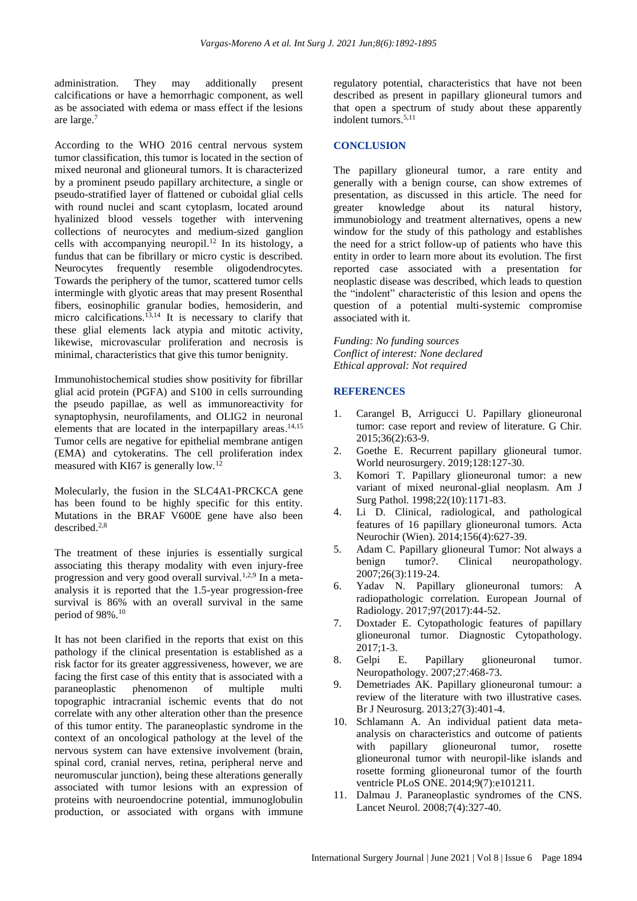administration. They may additionally present calcifications or have a hemorrhagic component, as well as be associated with edema or mass effect if the lesions are large.[7]

According to the WHO 2016 central nervous system tumor classification, this tumor is located in the section of mixed neuronal and glioneural tumors. It is characterized by a prominent pseudo papillary architecture, a single or pseudo-stratified layer of flattened or cuboidal glial cells with round nuclei and scant cytoplasm, located around hyalinized blood vessels together with intervening collections of neurocytes and medium-sized ganglion cells with accompanying neuropil.[12] In its histology, a fundus that can be fibrillary or micro cystic is described. Neurocytes frequently resemble oligodendrocytes. Towards the periphery of the tumor, scattered tumor cells intermingle with glyotic areas that may present Rosenthal fibers, eosinophilic granular bodies, hemosiderin, and micro calcifications.[13,14] It is necessary to clarify that these glial elements lack atypia and mitotic activity, likewise, microvascular proliferation and necrosis is minimal, characteristics that give this tumor benignity.

Immunohistochemical studies show positivity for fibrillar glial acid protein (PGFA) and S100 in cells surrounding the pseudo papillae, as well as immunoreactivity for synaptophysin, neurofilaments, and OLIG2 in neuronal elements that are located in the interpapillary areas.[14,15] Tumor cells are negative for epithelial membrane antigen (EMA) and cytokeratins. The cell proliferation index measured with KI67 is generally low.[12]

Molecularly, the fusion in the SLC4A1-PRCKCA gene has been found to be highly specific for this entity. Mutations in the BRAF V600E gene have also been described.[2,8]

The treatment of these injuries is essentially surgical associating this therapy modality with even injury-free progression and very good overall survival.[1,2,9] In a meta-analysis it is reported that the 1.5-year progression-free survival is 86% with an overall survival in the same period of 98%.[10]

It has not been clarified in the reports that exist on this pathology if the clinical presentation is established as a risk factor for its greater aggressiveness, however, we are facing the first case of this entity that is associated with a paraneoplastic phenomenon of multiple multi topographic intracranial ischemic events that do not correlate with any other alteration other than the presence of this tumor entity. The paraneoplastic syndrome in the context of an oncological pathology at the level of the nervous system can have extensive involvement (brain, spinal cord, cranial nerves, retina, peripheral nerve and neuromuscular junction), being these alterations generally associated with tumor lesions with an expression of proteins with neuroendocrine potential, immunoglobulin production, or associated with organs with immune regulatory potential, characteristics that have not been described as present in papillary glioneural tumors and that open a spectrum of study about these apparently indolent tumors.[5,11]

## CONCLUSION

The papillary glioneural tumor, a rare entity and generally with a benign course, can show extremes of presentation, as discussed in this article. The need for greater knowledge about its natural history, immunobiology and treatment alternatives, opens a new window for the study of this pathology and establishes the need for a strict follow-up of patients who have this entity in order to learn more about its evolution. The first reported case associated with a presentation for neoplastic disease was described, which leads to question the "indolent" characteristic of this lesion and opens the question of a potential multi-systemic compromise associated with it.

*Funding: No funding sources*
*Conflict of interest: None declared*
*Ethical approval: Not required*

## REFERENCES

1. Carangel B, Arrigucci U. Papillary glioneuronal tumor: case report and review of literature. G Chir. 2015;36(2):63-9.
2. Goethe E. Recurrent papillary glioneural tumor. World neurosurgery. 2019;128:127-30.
3. Komori T. Papillary glioneuronal tumor: a new variant of mixed neuronal-glial neoplasm. Am J Surg Pathol. 1998;22(10):1171-83.
4. Li D. Clinical, radiological, and pathological features of 16 papillary glioneuronal tumors. Acta Neurochir (Wien). 2014;156(4):627-39.
5. Adam C. Papillary glioneural Tumor: Not always a benign tumor?. Clinical neuropathology. 2007;26(3):119-24.
6. Yadav N. Papillary glioneuronal tumors: A radiopathologic correlation. European Journal of Radiology. 2017;97(2017):44-52.
7. Doxtader E. Cytopathologic features of papillary glioneuronal tumor. Diagnostic Cytopathology. 2017;1-3.
8. Gelpi E. Papillary glioneuronal tumor. Neuropathology. 2007;27:468-73.
9. Demetriades AK. Papillary glioneuronal tumour: a review of the literature with two illustrative cases. Br J Neurosurg. 2013;27(3):401-4.
10. Schlamann A. An individual patient data meta-analysis on characteristics and outcome of patients with papillary glioneuronal tumor, rosette glioneuronal tumor with neuropil-like islands and rosette forming glioneuronal tumor of the fourth ventricle PLoS ONE. 2014;9(7):e101211.
11. Dalmau J. Paraneoplastic syndromes of the CNS. Lancet Neurol. 2008;7(4):327-40.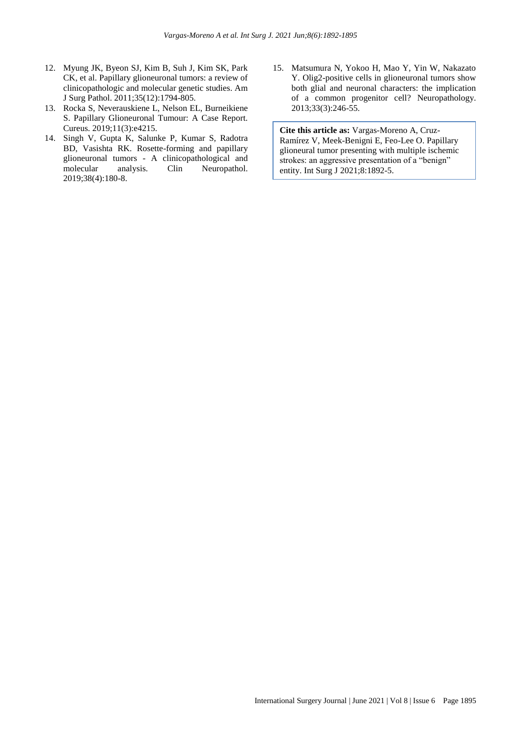12. Myung JK, Byeon SJ, Kim B, Suh J, Kim SK, Park CK, et al. Papillary glioneuronal tumors: a review of clinicopathologic and molecular genetic studies. Am J Surg Pathol. 2011;35(12):1794-805.
13. Rocka S, Neverauskiene L, Nelson EL, Burneikiene S. Papillary Glioneuronal Tumour: A Case Report. Cureus. 2019;11(3):e4215.
14. Singh V, Gupta K, Salunke P, Kumar S, Radotra BD, Vasishta RK. Rosette-forming and papillary glioneuronal tumors - A clinicopathological and molecular analysis. Clin Neuropathol. 2019;38(4):180-8.
15. Matsumura N, Yokoo H, Mao Y, Yin W, Nakazato Y. Olig2-positive cells in glioneuronal tumors show both glial and neuronal characters: the implication of a common progenitor cell? Neuropathology. 2013;33(3):246-55.

**Cite this article as:** Vargas-Moreno A, Cruz-Ramírez V, Meek-Benigni E, Feo-Lee O. Papillary glioneural tumor presenting with multiple ischemic strokes: an aggressive presentation of a "benign" entity. Int Surg J 2021;8:1892-5.